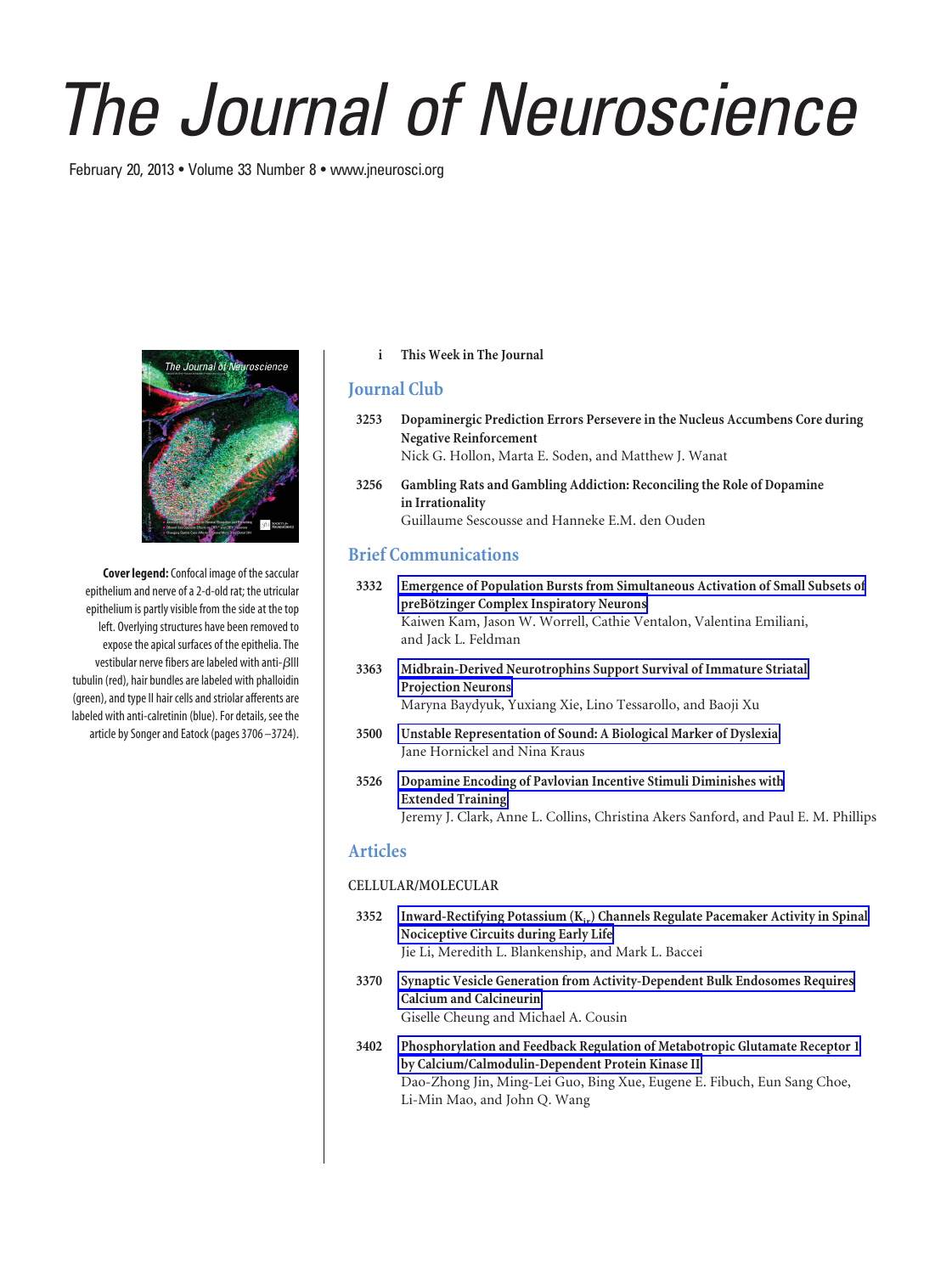# The Journal of Neuroscience

February 20, 2013 • Volume 33 Number 8 • www.jneurosci.org

**Cover legend:** Confocal image of the saccular epithelium and nerve of a 2-d-old rat; the utricular epithelium is partly visible from the side at the top left. Overlying structures have been removed to expose the apical surfaces of the epithelia. The vestibular nerve fibers are labeled with anti-βIII tubulin (red), hair bundles are labeled with phalloidin (green), and type II hair cells and striolar afferents are labeled with anti-calretinin (blue). For details, see the article by Songer and Eatock (pages 3706–3724).

i **This Week in The Journal**

## Journal Club

3253 **Dopaminergic Prediction Errors Persevere in the Nucleus Accumbens Core during Negative Reinforcement**
Nick G. Hollon, Marta E. Soden, and Matthew J. Wanat

3256 **Gambling Rats and Gambling Addiction: Reconciling the Role of Dopamine in Irrationality**
Guillaume Sescousse and Hanneke E.M. den Ouden

## Brief Communications

3332 **Emergence of Population Bursts from Simultaneous Activation of Small Subsets of preBötzinger Complex Inspiratory Neurons**
Kaiwen Kam, Jason W. Worrell, Cathie Ventalon, Valentina Emiliani, and Jack L. Feldman

3363 **Midbrain-Derived Neurotrophins Support Survival of Immature Striatal Projection Neurons**
Maryna Baydyuk, Yuxiang Xie, Lino Tessarollo, and Baoji Xu

3500 **Unstable Representation of Sound: A Biological Marker of Dyslexia**
Jane Hornickel and Nina Kraus

3526 **Dopamine Encoding of Pavlovian Incentive Stimuli Diminishes with Extended Training**
Jeremy J. Clark, Anne L. Collins, Christina Akers Sanford, and Paul E. M. Phillips

## Articles

### CELLULAR/MOLECULAR

3352 **Inward-Rectifying Potassium ($K_{ir}$) Channels Regulate Pacemaker Activity in Spinal Nociceptive Circuits during Early Life**
Jie Li, Meredith L. Blankenship, and Mark L. Baccei

3370 **Synaptic Vesicle Generation from Activity-Dependent Bulk Endosomes Requires Calcium and Calcineurin**
Giselle Cheung and Michael A. Cousin

3402 **Phosphorylation and Feedback Regulation of Metabotropic Glutamate Receptor 1 by Calcium/Calmodulin-Dependent Protein Kinase II**
Dao-Zhong Jin, Ming-Lei Guo, Bing Xue, Eugene E. Fibuch, Eun Sang Choe, Li-Min Mao, and John Q. Wang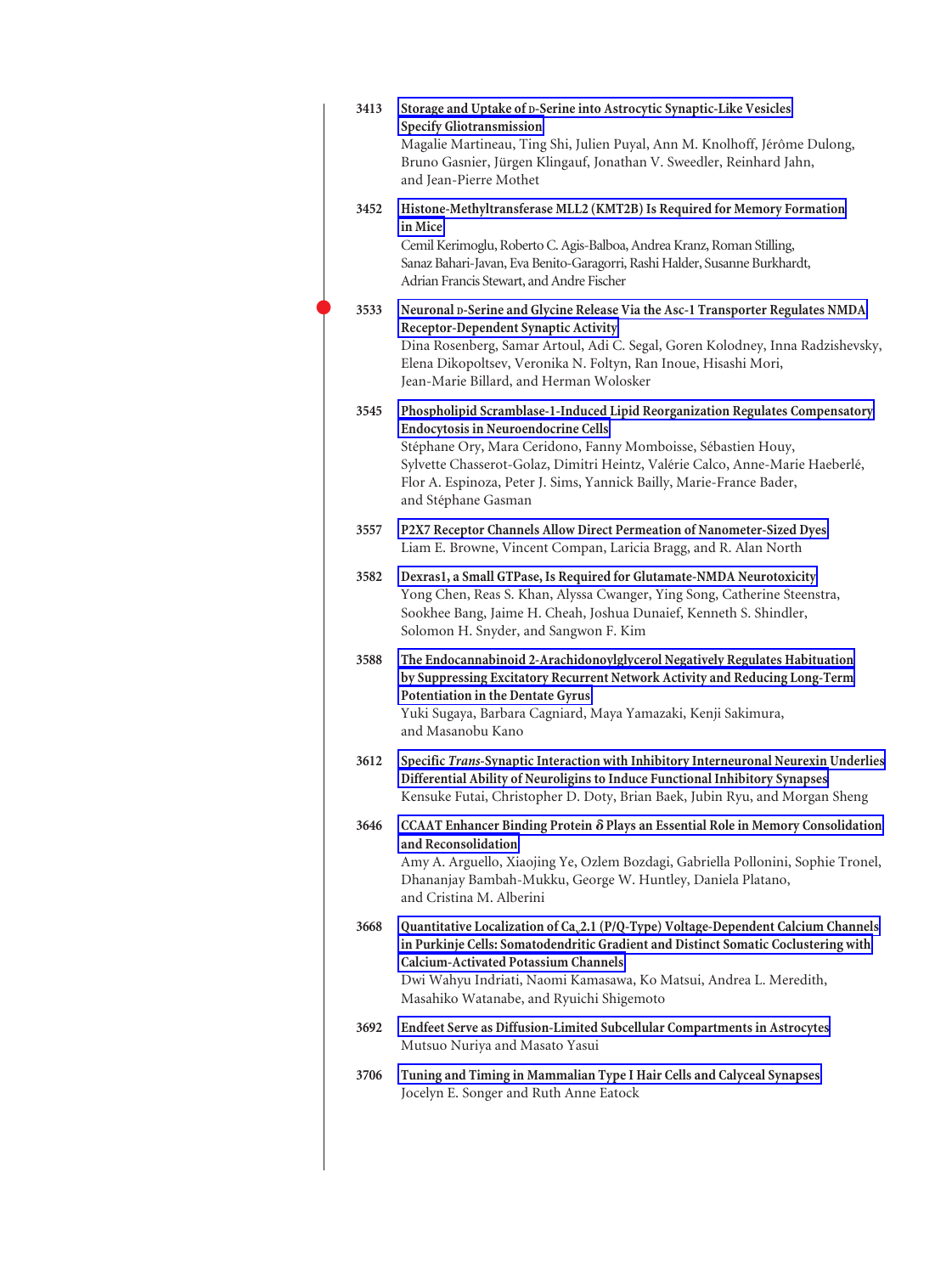3413 **Storage and Uptake of D-Serine into Astrocytic Synaptic-Like Vesicles Specify Gliotransmission**
Magalie Martineau, Ting Shi, Julien Puyal, Ann M. Knolhoff, Jérôme Dulong, Bruno Gasnier, Jürgen Klingauf, Jonathan V. Sweedler, Reinhard Jahn, and Jean-Pierre Mothet

3452 **Histone-Methyltransferase MLL2 (KMT2B) Is Required for Memory Formation in Mice**
Cemil Kerimoglu, Roberto C. Agis-Balboa, Andrea Kranz, Roman Stilling, Sanaz Bahari-Javan, Eva Benito-Garagorri, Rashi Halder, Susanne Burkhardt, Adrian Francis Stewart, and Andre Fischer

3533 **Neuronal D-Serine and Glycine Release Via the Asc-1 Transporter Regulates NMDA Receptor-Dependent Synaptic Activity**
Dina Rosenberg, Samar Artoul, Adi C. Segal, Goren Kolodney, Inna Radzishevsky, Elena Dikopoltsev, Veronika N. Foltyn, Ran Inoue, Hisashi Mori, Jean-Marie Billard, and Herman Wolosker

3545 **Phospholipid Scramblase-1-Induced Lipid Reorganization Regulates Compensatory Endocytosis in Neuroendocrine Cells**
Stéphane Ory, Mara Ceridono, Fanny Momboisse, Sébastien Houy, Sylvette Chasserot-Golaz, Dimitri Heintz, Valérie Calco, Anne-Marie Haeberlé, Flor A. Espinoza, Peter J. Sims, Yannick Bailly, Marie-France Bader, and Stéphane Gasman

3557 **P2X7 Receptor Channels Allow Direct Permeation of Nanometer-Sized Dyes**
Liam E. Browne, Vincent Compan, Laricia Bragg, and R. Alan North

3582 **Dexras1, a Small GTPase, Is Required for Glutamate-NMDA Neurotoxicity**
Yong Chen, Reas S. Khan, Alyssa Cwanger, Ying Song, Catherine Steenstra, Sookhee Bang, Jaime H. Cheah, Joshua Dunaief, Kenneth S. Shindler, Solomon H. Snyder, and Sangwon F. Kim

3588 **The Endocannabinoid 2-Arachidonoylglycerol Negatively Regulates Habituation by Suppressing Excitatory Recurrent Network Activity and Reducing Long-Term Potentiation in the Dentate Gyrus**
Yuki Sugaya, Barbara Cagniard, Maya Yamazaki, Kenji Sakimura, and Masanobu Kano

3612 **Specific *Trans*-Synaptic Interaction with Inhibitory Interneuronal Neurexin Underlies Differential Ability of Neuroligins to Induce Functional Inhibitory Synapses**
Kensuke Futai, Christopher D. Doty, Brian Baek, Jubin Ryu, and Morgan Sheng

3646 **CCAAT Enhancer Binding Protein δ Plays an Essential Role in Memory Consolidation and Reconsolidation**
Amy A. Arguello, Xiaojing Ye, Ozlem Bozdagi, Gabriella Pollonini, Sophie Tronel, Dhananjay Bambah-Mukku, George W. Huntley, Daniela Platano, and Cristina M. Alberini

3668 **Quantitative Localization of $Ca_v2.1$ (P/Q-Type) Voltage-Dependent Calcium Channels in Purkinje Cells: Somatodendritic Gradient and Distinct Somatic Coclustering with Calcium-Activated Potassium Channels**
Dwi Wahyu Indriati, Naomi Kamasawa, Ko Matsui, Andrea L. Meredith, Masahiko Watanabe, and Ryuichi Shigemoto

3692 **Endfeet Serve as Diffusion-Limited Subcellular Compartments in Astrocytes**
Mutsuo Nuriya and Masato Yasui

3706 **Tuning and Timing in Mammalian Type I Hair Cells and Calyceal Synapses**
Jocelyn E. Songer and Ruth Anne Eatock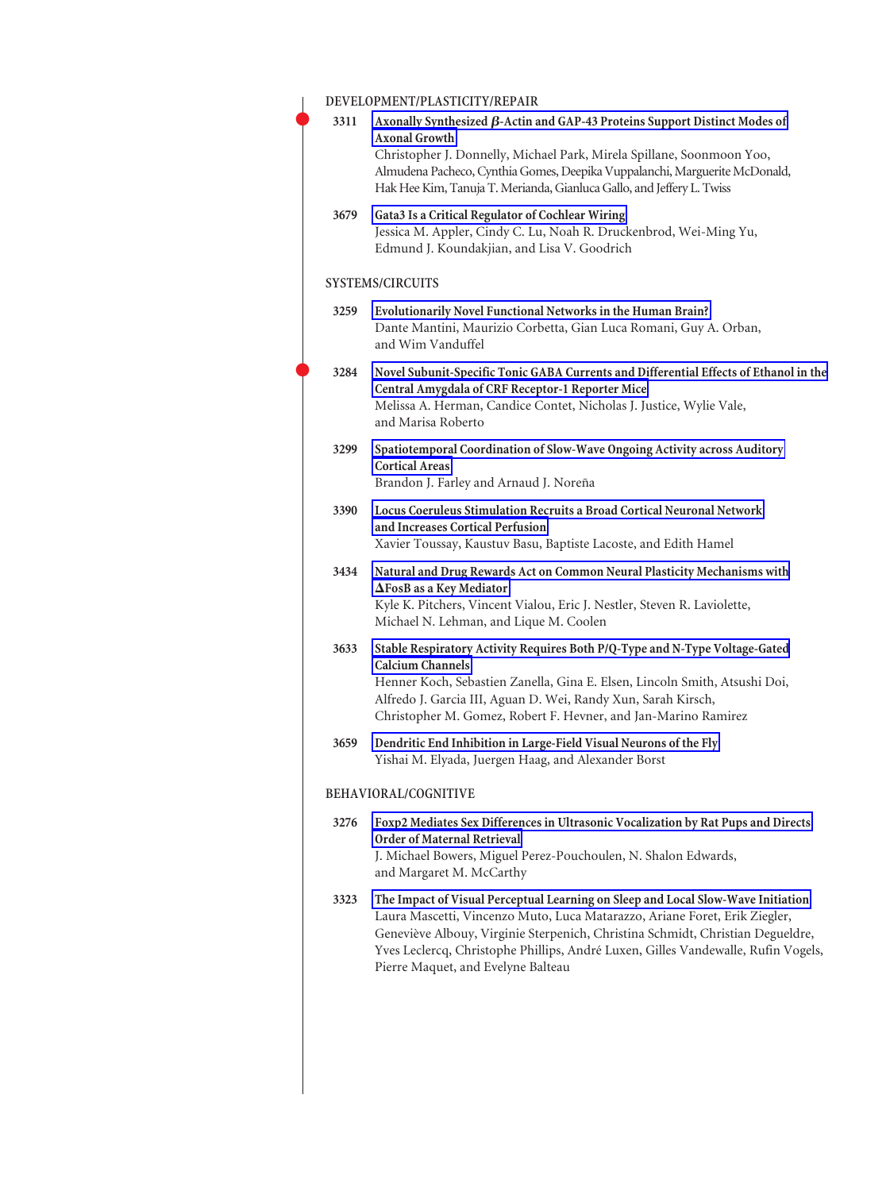## DEVELOPMENT/PLASTICITY/REPAIR

**3311** **Axonally Synthesized β-Actin and GAP-43 Proteins Support Distinct Modes of Axonal Growth**
Christopher J. Donnelly, Michael Park, Mirela Spillane, Soonmoon Yoo, Almudena Pacheco, Cynthia Gomes, Deepika Vuppalanchi, Marguerite McDonald, Hak Hee Kim, Tanuja T. Merianda, Gianluca Gallo, and Jeffery L. Twiss

**3679** **Gata3 Is a Critical Regulator of Cochlear Wiring**
Jessica M. Appler, Cindy C. Lu, Noah R. Druckenbrod, Wei-Ming Yu, Edmund J. Koundakjian, and Lisa V. Goodrich

## SYSTEMS/CIRCUITS

**3259** **Evolutionarily Novel Functional Networks in the Human Brain?**
Dante Mantini, Maurizio Corbetta, Gian Luca Romani, Guy A. Orban, and Wim Vanduffel

**3284** **Novel Subunit-Specific Tonic GABA Currents and Differential Effects of Ethanol in the Central Amygdala of CRF Receptor-1 Reporter Mice**
Melissa A. Herman, Candice Contet, Nicholas J. Justice, Wylie Vale, and Marisa Roberto

**3299** **Spatiotemporal Coordination of Slow-Wave Ongoing Activity across Auditory Cortical Areas**
Brandon J. Farley and Arnaud J. Noreña

**3390** **Locus Coeruleus Stimulation Recruits a Broad Cortical Neuronal Network and Increases Cortical Perfusion**
Xavier Toussay, Kaustuv Basu, Baptiste Lacoste, and Edith Hamel

**3434** **Natural and Drug Rewards Act on Common Neural Plasticity Mechanisms with ΔFosB as a Key Mediator**
Kyle K. Pitchers, Vincent Vialou, Eric J. Nestler, Steven R. Laviolette, Michael N. Lehman, and Lique M. Coolen

**3633** **Stable Respiratory Activity Requires Both P/Q-Type and N-Type Voltage-Gated Calcium Channels**
Henner Koch, Sebastien Zanella, Gina E. Elsen, Lincoln Smith, Atsushi Doi, Alfredo J. Garcia III, Aguan D. Wei, Randy Xun, Sarah Kirsch, Christopher M. Gomez, Robert F. Hevner, and Jan-Marino Ramirez

**3659** **Dendritic End Inhibition in Large-Field Visual Neurons of the Fly**
Yishai M. Elyada, Juergen Haag, and Alexander Borst

## BEHAVIORAL/COGNITIVE

**3276** **Foxp2 Mediates Sex Differences in Ultrasonic Vocalization by Rat Pups and Directs Order of Maternal Retrieval**
J. Michael Bowers, Miguel Perez-Pouchoulen, N. Shalon Edwards, and Margaret M. McCarthy

**3323** **The Impact of Visual Perceptual Learning on Sleep and Local Slow-Wave Initiation**
Laura Mascetti, Vincenzo Muto, Luca Matarazzo, Ariane Foret, Erik Ziegler, Geneviève Albouy, Virginie Sterpenich, Christina Schmidt, Christian Degueldre, Yves Leclercq, Christophe Phillips, André Luxen, Gilles Vandewalle, Rufin Vogels, Pierre Maquet, and Evelyne Balteau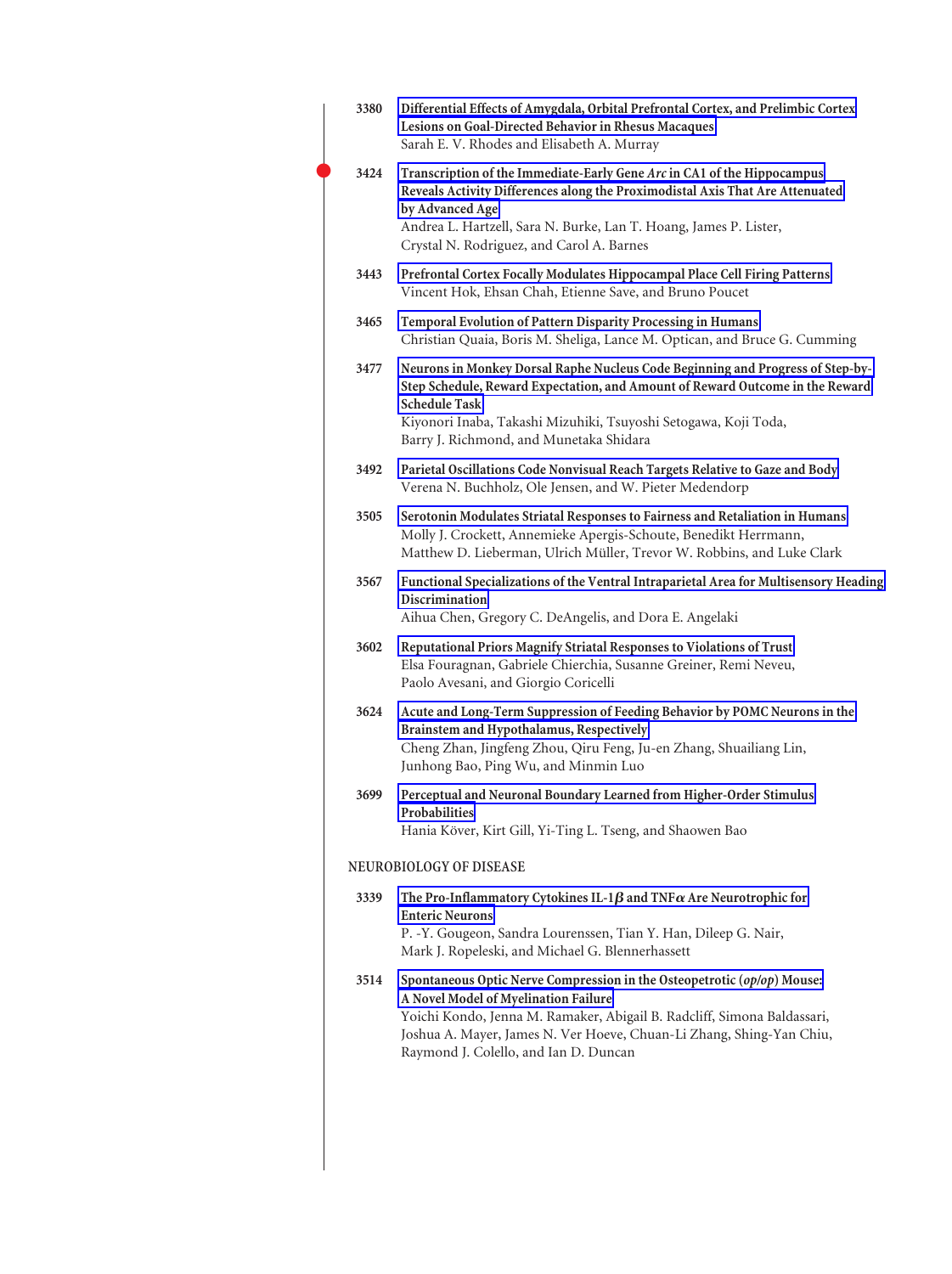3380 **Differential Effects of Amygdala, Orbital Prefrontal Cortex, and Prelimbic Cortex Lesions on Goal-Directed Behavior in Rhesus Macaques**
Sarah E. V. Rhodes and Elisabeth A. Murray

3424 **Transcription of the Immediate-Early Gene *Arc* in CA1 of the Hippocampus Reveals Activity Differences along the Proximodistal Axis That Are Attenuated by Advanced Age**
Andrea L. Hartzell, Sara N. Burke, Lan T. Hoang, James P. Lister, Crystal N. Rodriguez, and Carol A. Barnes

3443 **Prefrontal Cortex Focally Modulates Hippocampal Place Cell Firing Patterns**
Vincent Hok, Ehsan Chah, Etienne Save, and Bruno Poucet

3465 **Temporal Evolution of Pattern Disparity Processing in Humans**
Christian Quaia, Boris M. Sheliga, Lance M. Optican, and Bruce G. Cumming

3477 **Neurons in Monkey Dorsal Raphe Nucleus Code Beginning and Progress of Step-by-Step Schedule, Reward Expectation, and Amount of Reward Outcome in the Reward Schedule Task**
Kiyonori Inaba, Takashi Mizuhiki, Tsuyoshi Setogawa, Koji Toda, Barry J. Richmond, and Munetaka Shidara

3492 **Parietal Oscillations Code Nonvisual Reach Targets Relative to Gaze and Body**
Verena N. Buchholz, Ole Jensen, and W. Pieter Medendorp

3505 **Serotonin Modulates Striatal Responses to Fairness and Retaliation in Humans**
Molly J. Crockett, Annemieke Apergis-Schoute, Benedikt Herrmann, Matthew D. Lieberman, Ulrich Müller, Trevor W. Robbins, and Luke Clark

3567 **Functional Specializations of the Ventral Intraparietal Area for Multisensory Heading Discrimination**
Aihua Chen, Gregory C. DeAngelis, and Dora E. Angelaki

3602 **Reputational Priors Magnify Striatal Responses to Violations of Trust**
Elsa Fouragnan, Gabriele Chierchia, Susanne Greiner, Remi Neveu, Paolo Avesani, and Giorgio Coricelli

3624 **Acute and Long-Term Suppression of Feeding Behavior by POMC Neurons in the Brainstem and Hypothalamus, Respectively**
Cheng Zhan, Jingfeng Zhou, Qiru Feng, Ju-en Zhang, Shuailiang Lin, Junhong Bao, Ping Wu, and Minmin Luo

3699 **Perceptual and Neuronal Boundary Learned from Higher-Order Stimulus Probabilities**
Hania Köver, Kirt Gill, Yi-Ting L. Tseng, and Shaowen Bao

## NEUROBIOLOGY OF DISEASE

3339 **The Pro-Inflammatory Cytokines IL-1$\beta$ and TNF$\alpha$ Are Neurotrophic for Enteric Neurons**
P. -Y. Gougeon, Sandra Lourenssen, Tian Y. Han, Dileep G. Nair, Mark J. Ropeleski, and Michael G. Blennerhassett

3514 **Spontaneous Optic Nerve Compression in the Osteopetrotic (*op/op*) Mouse: A Novel Model of Myelination Failure**
Yoichi Kondo, Jenna M. Ramaker, Abigail B. Radcliff, Simona Baldassari, Joshua A. Mayer, James N. Ver Hoeve, Chuan-Li Zhang, Shing-Yan Chiu, Raymond J. Colello, and Ian D. Duncan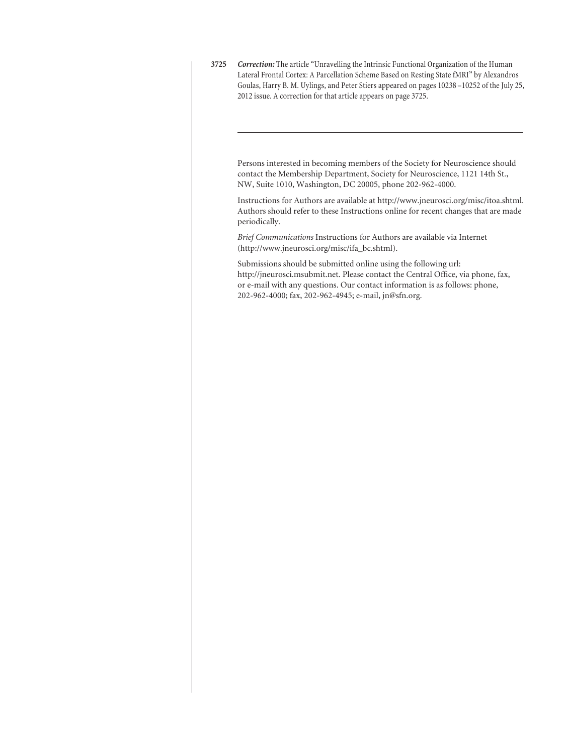**3725** ***Correction:*** The article "Unravelling the Intrinsic Functional Organization of the Human Lateral Frontal Cortex: A Parcellation Scheme Based on Resting State fMRI" by Alexandros Goulas, Harry B. M. Uylings, and Peter Stiers appeared on pages 10238–10252 of the July 25, 2012 issue. A correction for that article appears on page 3725.

---

Persons interested in becoming members of the Society for Neuroscience should contact the Membership Department, Society for Neuroscience, 1121 14th St., NW, Suite 1010, Washington, DC 20005, phone 202-962-4000.

Instructions for Authors are available at http://www.jneurosci.org/misc/itoa.shtml. Authors should refer to these Instructions online for recent changes that are made periodically.

*Brief Communications* Instructions for Authors are available via Internet (http://www.jneurosci.org/misc/ifa_bc.shtml).

Submissions should be submitted online using the following url: http://jneurosci.msubmit.net. Please contact the Central Office, via phone, fax, or e-mail with any questions. Our contact information is as follows: phone, 202-962-4000; fax, 202-962-4945; e-mail, jn@sfn.org.